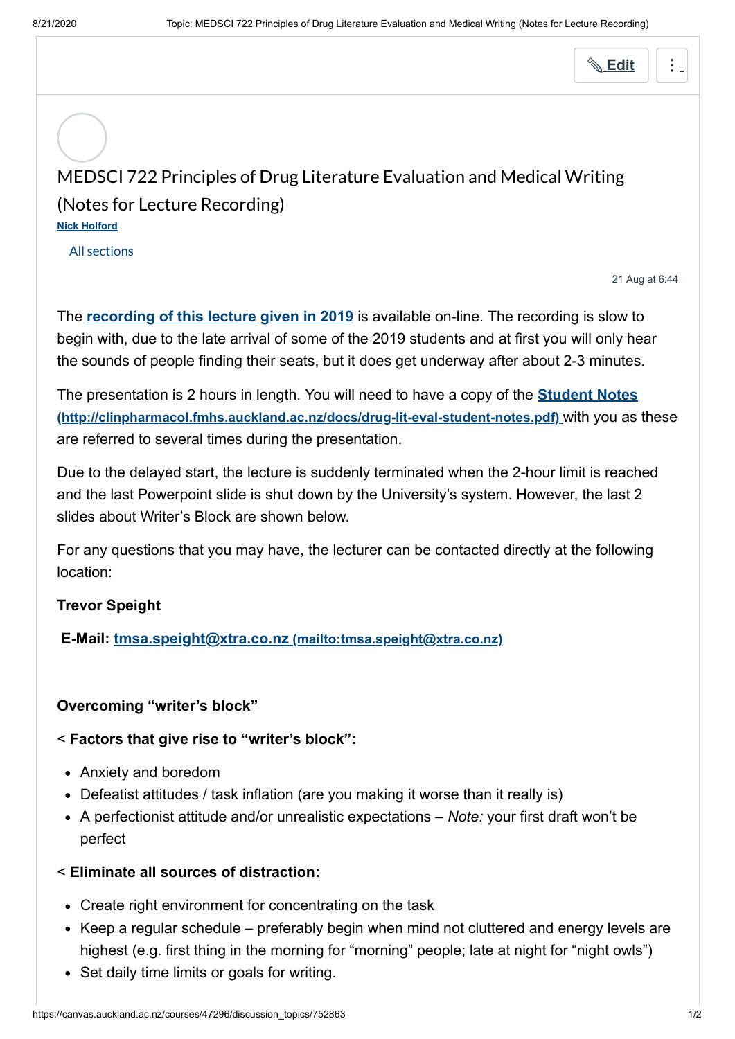# MEDSCI 722 Principles of Drug Literature Evaluation and Medical Writing (Notes for Lecture Recording)

**Nick Holford**

All sections

21 Aug at 6:44

The **recording of this lecture given in 2019** is available on-line. The recording is slow to begin with, due to the late arrival of some of the 2019 students and at first you will only hear the sounds of people finding their seats, but it does get underway after about 2-3 minutes.

The presentation is 2 hours in length. You will need to have a copy of the **Student Notes (http://clinpharmacol.fmhs.auckland.ac.nz/docs/drug-lit-eval-student-notes.pdf)** with you as these are referred to several times during the presentation.

Due to the delayed start, the lecture is suddenly terminated when the 2-hour limit is reached and the last Powerpoint slide is shut down by the University's system. However, the last 2 slides about Writer's Block are shown below.

For any questions that you may have, the lecturer can be contacted directly at the following location:

**Trevor Speight**

**E-Mail:** tmsa.speight@xtra.co.nz (mailto:tmsa.speight@xtra.co.nz)

**Overcoming "writer's block"**

< **Factors that give rise to "writer's block":**

- Anxiety and boredom
- Defeatist attitudes / task inflation (are you making it worse than it really is)
- A perfectionist attitude and/or unrealistic expectations – *Note:* your first draft won't be perfect

< **Eliminate all sources of distraction:**

- Create right environment for concentrating on the task
- Keep a regular schedule – preferably begin when mind not cluttered and energy levels are highest (e.g. first thing in the morning for "morning" people; late at night for "night owls")
- Set daily time limits or goals for writing.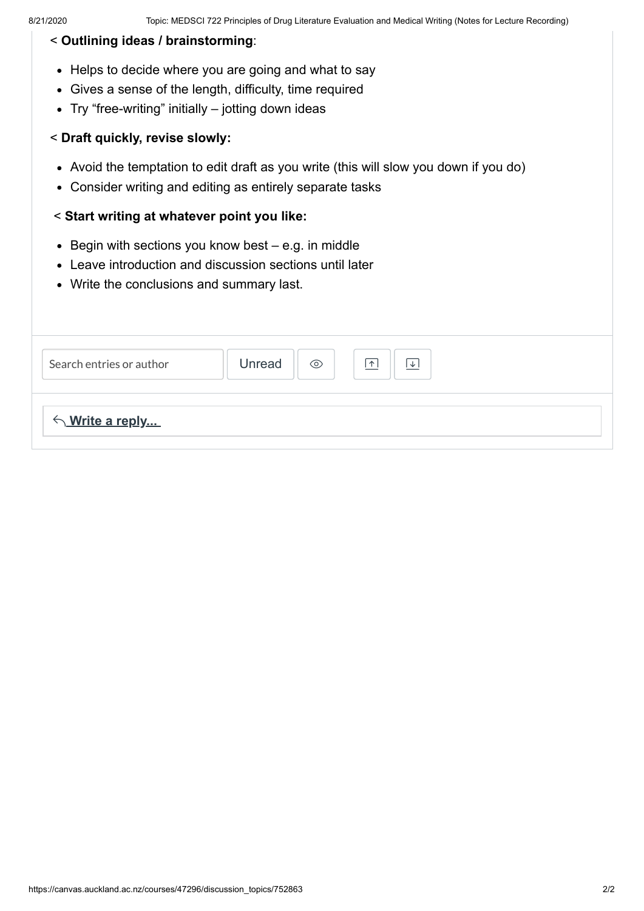< **Outlining ideas / brainstorming**:

- Helps to decide where you are going and what to say
- Gives a sense of the length, difficulty, time required
- Try "free-writing" initially – jotting down ideas

< **Draft quickly, revise slowly:**

- Avoid the temptation to edit draft as you write (this will slow you down if you do)
- Consider writing and editing as entirely separate tasks

< **Start writing at whatever point you like:**

- Begin with sections you know best – e.g. in middle
- Leave introduction and discussion sections until later
- Write the conclusions and summary last.

Search entries or author | Unread

Write a reply...